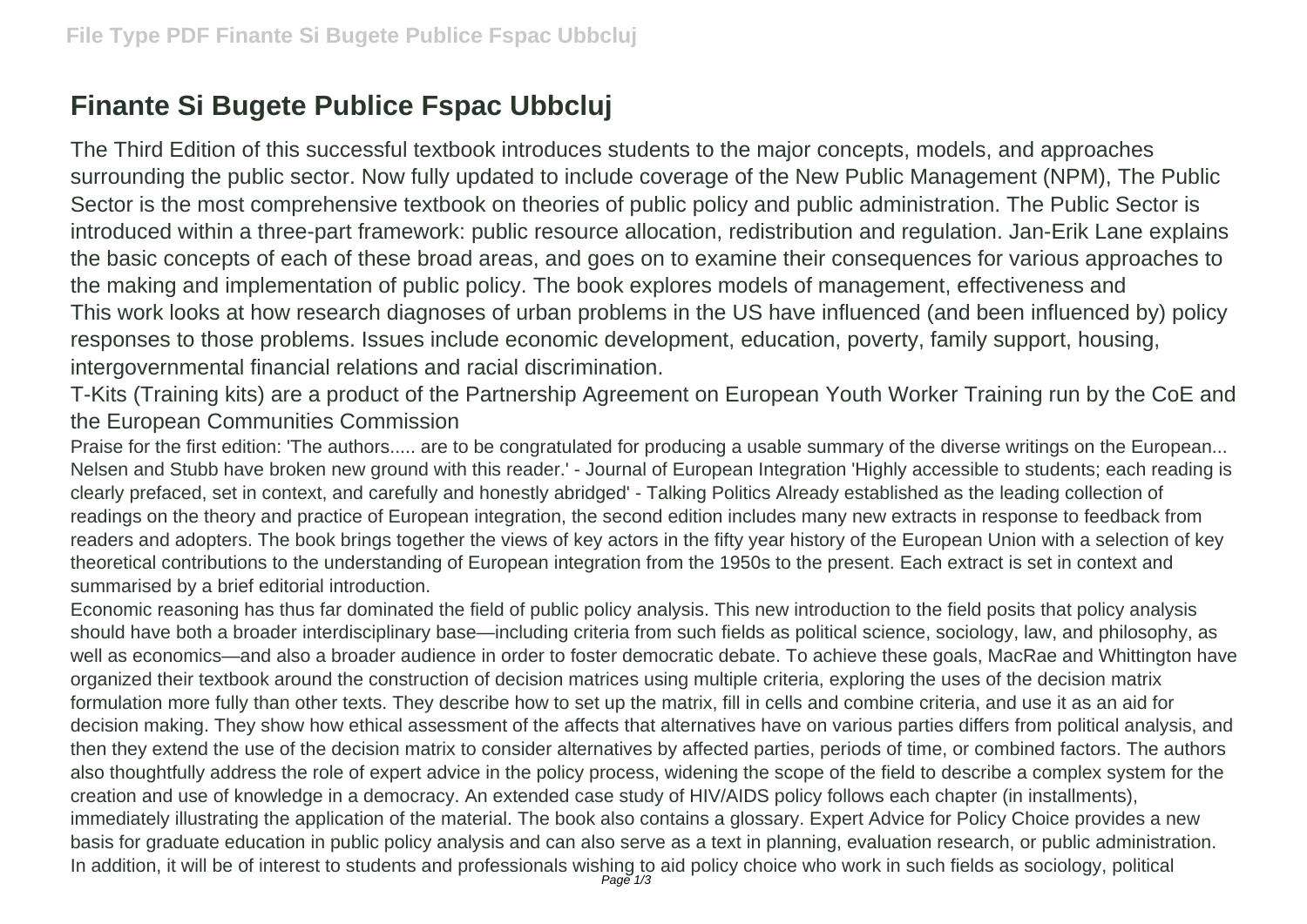# Finante Si Bugete Publice Fspac Ubbcluj

The Third Edition of this successful textbook introduces students to the major concepts, models, and approaches surrounding the public sector. Now fully updated to include coverage of the New Public Management (NPM), The Public Sector is the most comprehensive textbook on theories of public policy and public administration. The Public Sector is introduced within a three-part framework: public resource allocation, redistribution and regulation. Jan-Erik Lane explains the basic concepts of each of these broad areas, and goes on to examine their consequences for various approaches to the making and implementation of public policy. The book explores models of management, effectiveness and
This work looks at how research diagnoses of urban problems in the US have influenced (and been influenced by) policy responses to those problems. Issues include economic development, education, poverty, family support, housing, intergovernmental financial relations and racial discrimination.

T-Kits (Training kits) are a product of the Partnership Agreement on European Youth Worker Training run by the CoE and the European Communities Commission

Praise for the first edition: 'The authors..... are to be congratulated for producing a usable summary of the diverse writings on the European... Nelsen and Stubb have broken new ground with this reader.' - Journal of European Integration 'Highly accessible to students; each reading is clearly prefaced, set in context, and carefully and honestly abridged' - Talking Politics Already established as the leading collection of readings on the theory and practice of European integration, the second edition includes many new extracts in response to feedback from readers and adopters. The book brings together the views of key actors in the fifty year history of the European Union with a selection of key theoretical contributions to the understanding of European integration from the 1950s to the present. Each extract is set in context and summarised by a brief editorial introduction.

Economic reasoning has thus far dominated the field of public policy analysis. This new introduction to the field posits that policy analysis should have both a broader interdisciplinary base—including criteria from such fields as political science, sociology, law, and philosophy, as well as economics—and also a broader audience in order to foster democratic debate. To achieve these goals, MacRae and Whittington have organized their textbook around the construction of decision matrices using multiple criteria, exploring the uses of the decision matrix formulation more fully than other texts. They describe how to set up the matrix, fill in cells and combine criteria, and use it as an aid for decision making. They show how ethical assessment of the affects that alternatives have on various parties differs from political analysis, and then they extend the use of the decision matrix to consider alternatives by affected parties, periods of time, or combined factors. The authors also thoughtfully address the role of expert advice in the policy process, widening the scope of the field to describe a complex system for the creation and use of knowledge in a democracy. An extended case study of HIV/AIDS policy follows each chapter (in installments), immediately illustrating the application of the material. The book also contains a glossary. Expert Advice for Policy Choice provides a new basis for graduate education in public policy analysis and can also serve as a text in planning, evaluation research, or public administration. In addition, it will be of interest to students and professionals wishing to aid policy choice who work in such fields as sociology, political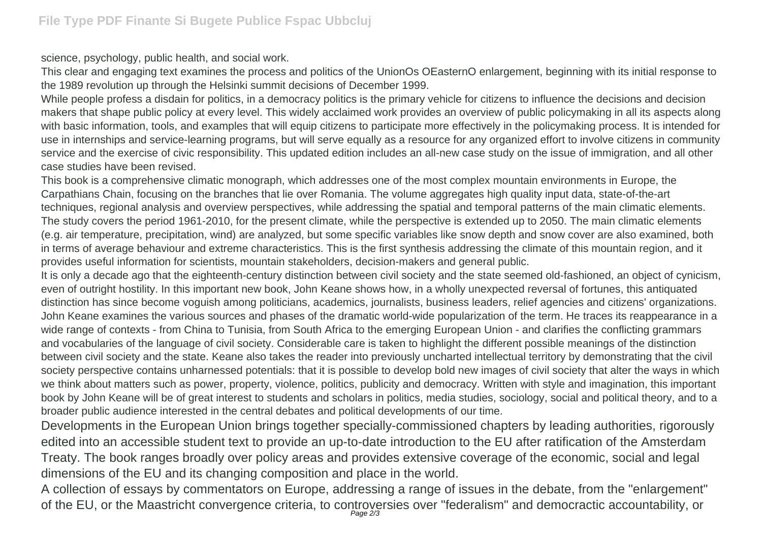science, psychology, public health, and social work.

This clear and engaging text examines the process and politics of the UnionOs OEasternO enlargement, beginning with its initial response to the 1989 revolution up through the Helsinki summit decisions of December 1999.

While people profess a disdain for politics, in a democracy politics is the primary vehicle for citizens to influence the decisions and decision makers that shape public policy at every level. This widely acclaimed work provides an overview of public policymaking in all its aspects along with basic information, tools, and examples that will equip citizens to participate more effectively in the policymaking process. It is intended for use in internships and service-learning programs, but will serve equally as a resource for any organized effort to involve citizens in community service and the exercise of civic responsibility. This updated edition includes an all-new case study on the issue of immigration, and all other case studies have been revised.

This book is a comprehensive climatic monograph, which addresses one of the most complex mountain environments in Europe, the Carpathians Chain, focusing on the branches that lie over Romania. The volume aggregates high quality input data, state-of-the-art techniques, regional analysis and overview perspectives, while addressing the spatial and temporal patterns of the main climatic elements. The study covers the period 1961-2010, for the present climate, while the perspective is extended up to 2050. The main climatic elements (e.g. air temperature, precipitation, wind) are analyzed, but some specific variables like snow depth and snow cover are also examined, both in terms of average behaviour and extreme characteristics. This is the first synthesis addressing the climate of this mountain region, and it provides useful information for scientists, mountain stakeholders, decision-makers and general public.

It is only a decade ago that the eighteenth-century distinction between civil society and the state seemed old-fashioned, an object of cynicism, even of outright hostility. In this important new book, John Keane shows how, in a wholly unexpected reversal of fortunes, this antiquated distinction has since become voguish among politicians, academics, journalists, business leaders, relief agencies and citizens' organizations. John Keane examines the various sources and phases of the dramatic world-wide popularization of the term. He traces its reappearance in a wide range of contexts - from China to Tunisia, from South Africa to the emerging European Union - and clarifies the conflicting grammars and vocabularies of the language of civil society. Considerable care is taken to highlight the different possible meanings of the distinction between civil society and the state. Keane also takes the reader into previously uncharted intellectual territory by demonstrating that the civil society perspective contains unharnessed potentials: that it is possible to develop bold new images of civil society that alter the ways in which we think about matters such as power, property, violence, politics, publicity and democracy. Written with style and imagination, this important book by John Keane will be of great interest to students and scholars in politics, media studies, sociology, social and political theory, and to a broader public audience interested in the central debates and political developments of our time.

Developments in the European Union brings together specially-commissioned chapters by leading authorities, rigorously edited into an accessible student text to provide an up-to-date introduction to the EU after ratification of the Amsterdam Treaty. The book ranges broadly over policy areas and provides extensive coverage of the economic, social and legal dimensions of the EU and its changing composition and place in the world.

A collection of essays by commentators on Europe, addressing a range of issues in the debate, from the "enlargement" of the EU, or the Maastricht convergence criteria, to controversies over "federalism" and democractic accountability, or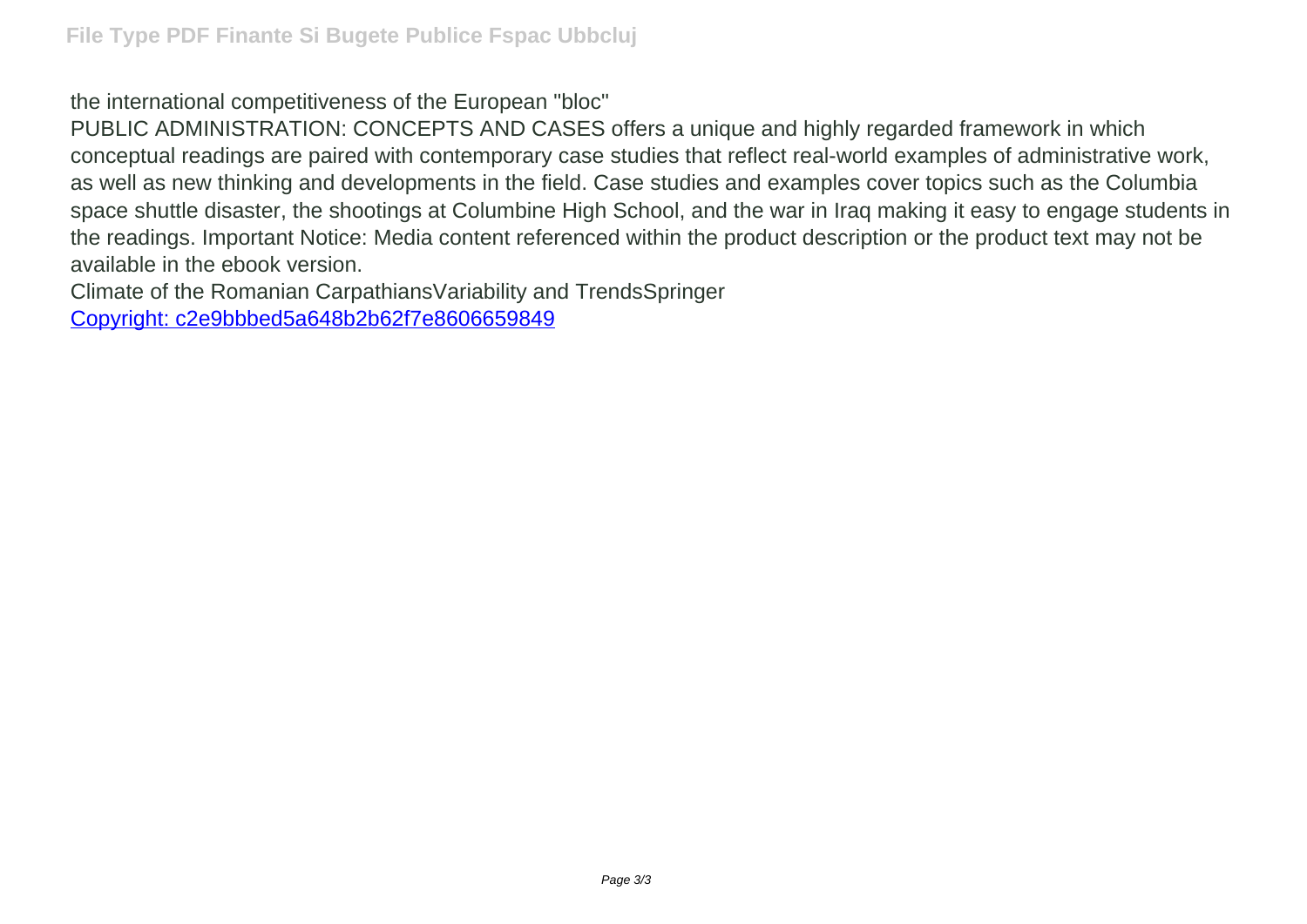the international competitiveness of the European "bloc"

PUBLIC ADMINISTRATION: CONCEPTS AND CASES offers a unique and highly regarded framework in which conceptual readings are paired with contemporary case studies that reflect real-world examples of administrative work, as well as new thinking and developments in the field. Case studies and examples cover topics such as the Columbia space shuttle disaster, the shootings at Columbine High School, and the war in Iraq making it easy to engage students in the readings. Important Notice: Media content referenced within the product description or the product text may not be available in the ebook version.

Climate of the Romanian CarpathiansVariability and TrendsSpringer

Copyright: c2e9bbbed5a648b2b62f7e8606659849